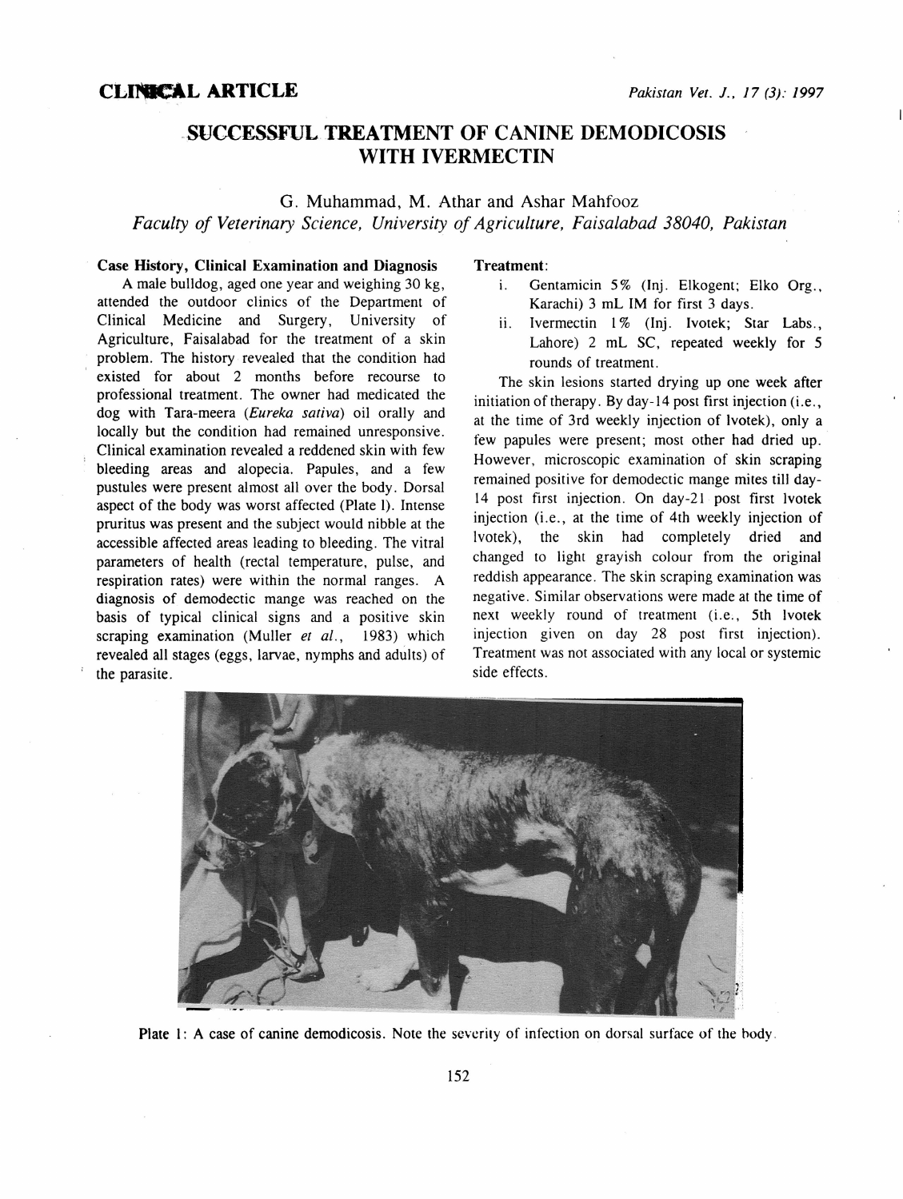**CLINICAL ARTICLE**

# SUCCESSFUL TREATMENT OF CANINE DEMODICOSIS WITH IVERMECTIN

G. Muhammad, M. Athar and Ashar Mahfooz

*Faculty of Veterinary Science, University of Agriculture, Faisalabad 38040, Pakistan*

## Case History, Clinical Examination and Diagnosis

A male bulldog, aged one year and weighing 30 kg, attended the outdoor clinics of the Department of Clinical Medicine and Surgery, University of Agriculture, Faisalabad for the treatment of a skin problem. The history revealed that the condition had existed for about 2 months before recourse to professional treatment. The owner had medicated the dog with Tara-meera (*Eureka sativa*) oil orally and locally but the condition had remained unresponsive. Clinical examination revealed a reddened skin with few bleeding areas and alopecia. Papules, and a few pustules were present almost all over the body. Dorsal aspect of the body was worst affected (Plate I). Intense pruritus was present and the subject would nibble at the accessible affected areas leading to bleeding. The vitral parameters of health (rectal temperature, pulse, and respiration rates) were within the normal ranges. A diagnosis of demodectic mange was reached on the basis of typical clinical signs and a positive skin scraping examination (Muller *et al.*, 1983) which revealed all stages (eggs, larvae, nymphs and adults) of the parasite.

## Treatment:

i. Gentamicin 5% (Inj. Elkogent; Elko Org., Karachi) 3 mL IM for first 3 days.

ii. Ivermectin 1% (Inj. Ivotek; Star Labs., Lahore) 2 mL SC, repeated weekly for 5 rounds of treatment.

The skin lesions started drying up one week after initiation of therapy. By day-14 post first injection (i.e., at the time of 3rd weekly injection of Ivotek), only a few papules were present; most other had dried up. However, microscopic examination of skin scraping remained positive for demodectic mange mites till day-14 post first injection. On day-21 post first Ivotek injection (i.e., at the time of 4th weekly injection of Ivotek), the skin had completely dried and changed to light grayish colour from the original reddish appearance. The skin scraping examination was negative. Similar observations were made at the time of next weekly round of treatment (i.e., 5th Ivotek injection given on day 28 post first injection). Treatment was not associated with any local or systemic side effects.

Plate 1: A case of canine demodicosis. Note the severity of infection on dorsal surface of the body.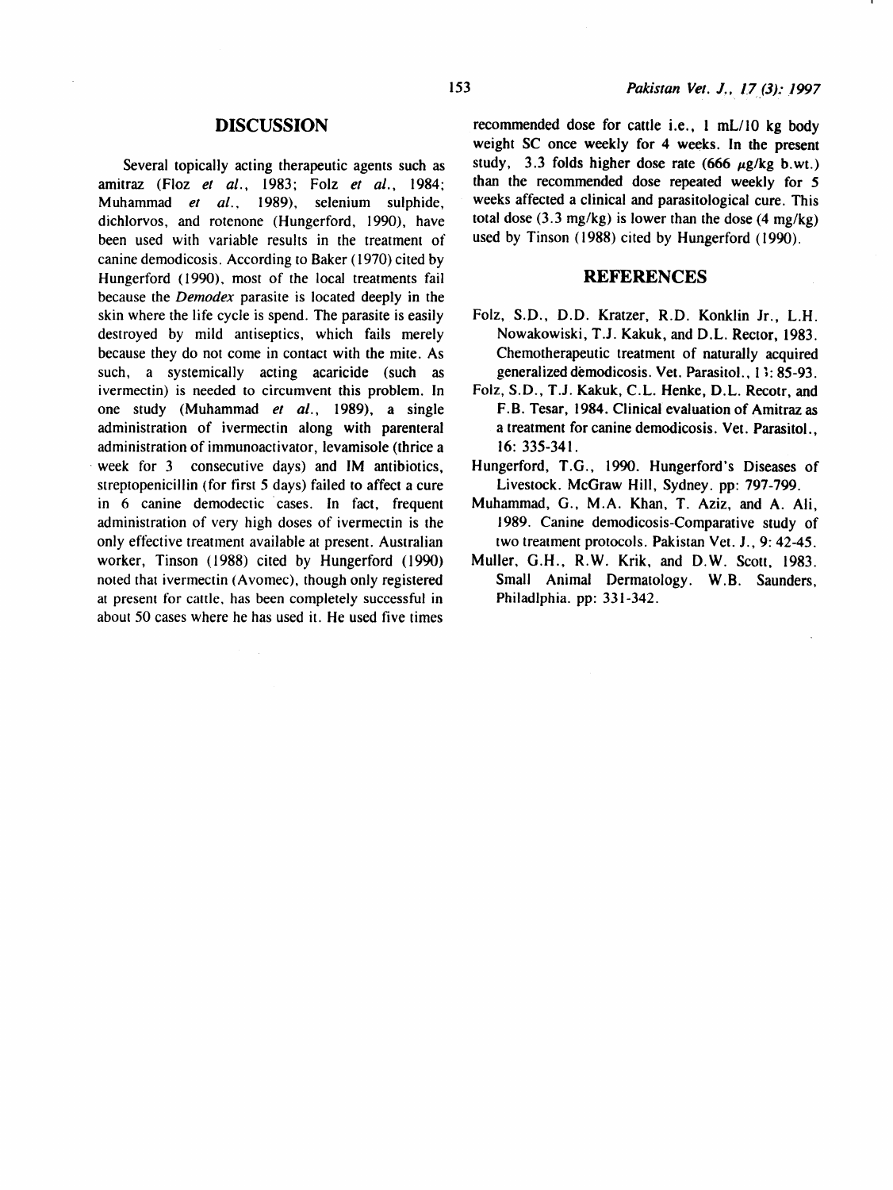## DISCUSSION

Several topically acting therapeutic agents such as amitraz (Floz *et al.*, 1983; Folz *et al.*, 1984; Muhammad *et al.*, 1989), selenium sulphide, dichlorvos, and rotenone (Hungerford, 1990), have been used with variable results in the treatment of canine demodicosis. According to Baker (1970) cited by Hungerford (1990), most of the local treatments fail because the *Demodex* parasite is located deeply in the skin where the life cycle is spend. The parasite is easily destroyed by mild antiseptics, which fails merely because they do not come in contact with the mite. As such, a systemically acting acaricide (such as ivermectin) is needed to circumvent this problem. In one study (Muhammad *et al.*, 1989), a single administration of ivermectin along with parenteral administration of immunoactivator, levamisole (thrice a week for 3 consecutive days) and IM antibiotics, streptopenicillin (for first 5 days) failed to affect a cure in 6 canine demodectic cases. In fact, frequent administration of very high doses of ivermectin is the only effective treatment available at present. Australian worker, Tinson (1988) cited by Hungerford (1990) noted that ivermectin (Avomec), though only registered at present for cattle, has been completely successful in about 50 cases where he has used it. He used five times recommended dose for cattle i.e., 1 mL/10 kg body weight SC once weekly for 4 weeks. In the present study, 3.3 folds higher dose rate (666 μg/kg b.wt.) than the recommended dose repeated weekly for 5 weeks affected a clinical and parasitological cure. This total dose (3.3 mg/kg) is lower than the dose (4 mg/kg) used by Tinson (1988) cited by Hungerford (1990).

## REFERENCES

Folz, S.D., D.D. Kratzer, R.D. Konklin Jr., L.H. Nowakowiski, T.J. Kakuk, and D.L. Rector, 1983. Chemotherapeutic treatment of naturally acquired generalized demodicosis. Vet. Parasitol., 13: 85-93.

Folz, S.D., T.J. Kakuk, C.L. Henke, D.L. Recotr, and F.B. Tesar, 1984. Clinical evaluation of Amitraz as a treatment for canine demodicosis. Vet. Parasitol., 16: 335-341.

Hungerford, T.G., 1990. Hungerford's Diseases of Livestock. McGraw Hill, Sydney. pp: 797-799.

Muhammad, G., M.A. Khan, T. Aziz, and A. Ali, 1989. Canine demodicosis-Comparative study of two treatment protocols. Pakistan Vet. J., 9: 42-45.

Muller, G.H., R.W. Krik, and D.W. Scott, 1983. Small Animal Dermatology. W.B. Saunders, Philadlphia. pp: 331-342.